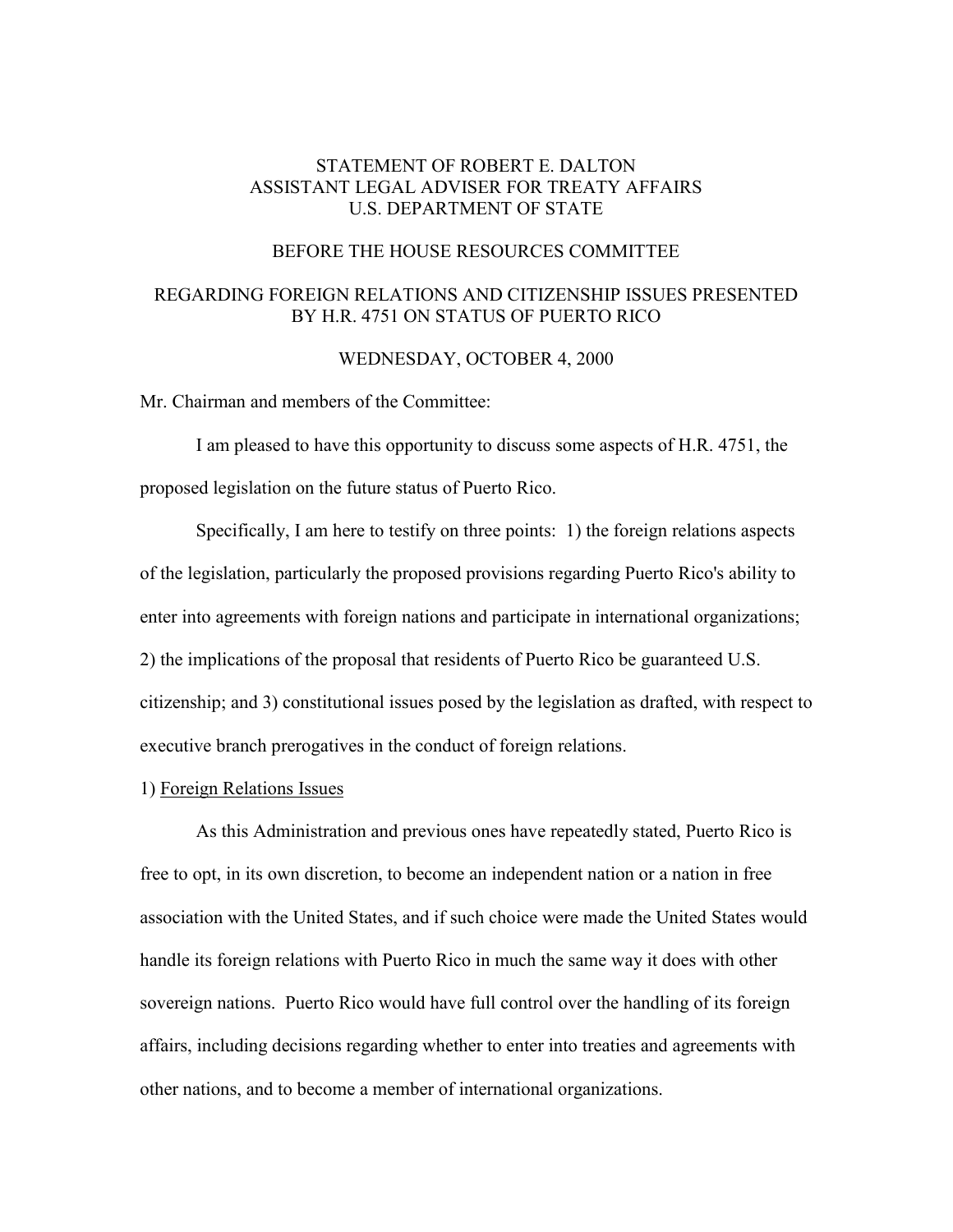# STATEMENT OF ROBERT E. DALTON
# ASSISTANT LEGAL ADVISER FOR TREATY AFFAIRS
# U.S. DEPARTMENT OF STATE

## BEFORE THE HOUSE RESOURCES COMMITTEE

## REGARDING FOREIGN RELATIONS AND CITIZENSHIP ISSUES PRESENTED BY H.R. 4751 ON STATUS OF PUERTO RICO

### WEDNESDAY, OCTOBER 4, 2000

Mr. Chairman and members of the Committee:

I am pleased to have this opportunity to discuss some aspects of H.R. 4751, the proposed legislation on the future status of Puerto Rico.

Specifically, I am here to testify on three points: 1) the foreign relations aspects of the legislation, particularly the proposed provisions regarding Puerto Rico's ability to enter into agreements with foreign nations and participate in international organizations; 2) the implications of the proposal that residents of Puerto Rico be guaranteed U.S. citizenship; and 3) constitutional issues posed by the legislation as drafted, with respect to executive branch prerogatives in the conduct of foreign relations.

1) Foreign Relations Issues

As this Administration and previous ones have repeatedly stated, Puerto Rico is free to opt, in its own discretion, to become an independent nation or a nation in free association with the United States, and if such choice were made the United States would handle its foreign relations with Puerto Rico in much the same way it does with other sovereign nations. Puerto Rico would have full control over the handling of its foreign affairs, including decisions regarding whether to enter into treaties and agreements with other nations, and to become a member of international organizations.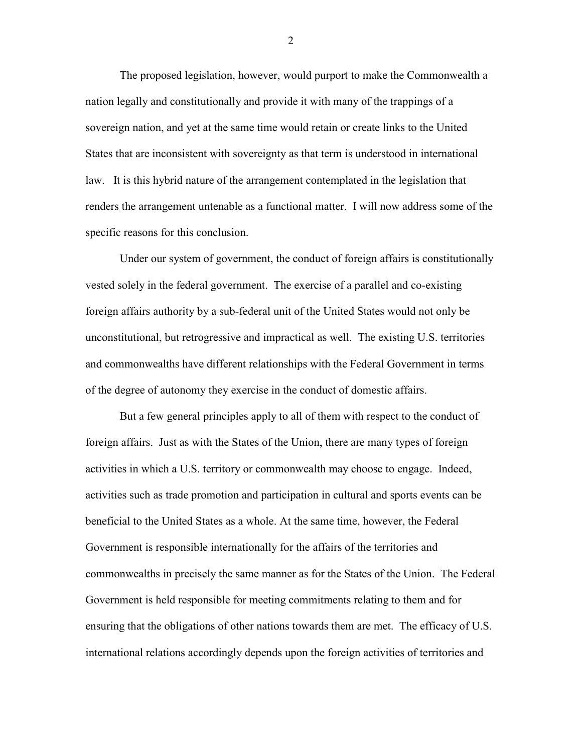The proposed legislation, however, would purport to make the Commonwealth a nation legally and constitutionally and provide it with many of the trappings of a sovereign nation, and yet at the same time would retain or create links to the United States that are inconsistent with sovereignty as that term is understood in international law. It is this hybrid nature of the arrangement contemplated in the legislation that renders the arrangement untenable as a functional matter. I will now address some of the specific reasons for this conclusion.

Under our system of government, the conduct of foreign affairs is constitutionally vested solely in the federal government. The exercise of a parallel and co-existing foreign affairs authority by a sub-federal unit of the United States would not only be unconstitutional, but retrogressive and impractical as well. The existing U.S. territories and commonwealths have different relationships with the Federal Government in terms of the degree of autonomy they exercise in the conduct of domestic affairs.

But a few general principles apply to all of them with respect to the conduct of foreign affairs. Just as with the States of the Union, there are many types of foreign activities in which a U.S. territory or commonwealth may choose to engage. Indeed, activities such as trade promotion and participation in cultural and sports events can be beneficial to the United States as a whole. At the same time, however, the Federal Government is responsible internationally for the affairs of the territories and commonwealths in precisely the same manner as for the States of the Union. The Federal Government is held responsible for meeting commitments relating to them and for ensuring that the obligations of other nations towards them are met. The efficacy of U.S. international relations accordingly depends upon the foreign activities of territories and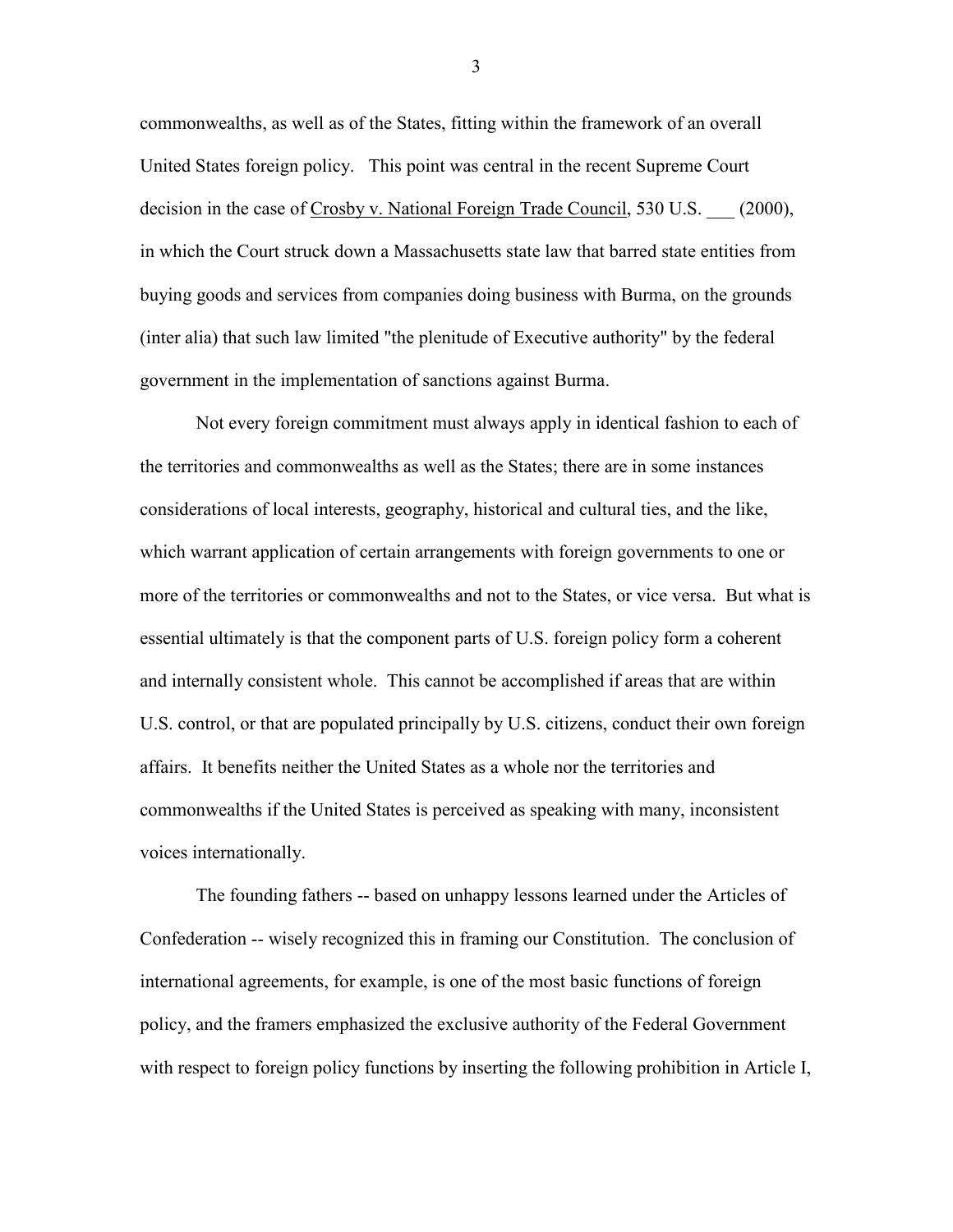commonwealths, as well as of the States, fitting within the framework of an overall United States foreign policy. This point was central in the recent Supreme Court decision in the case of Crosby v. National Foreign Trade Council, 530 U.S. ___ (2000), in which the Court struck down a Massachusetts state law that barred state entities from buying goods and services from companies doing business with Burma, on the grounds (inter alia) that such law limited "the plenitude of Executive authority" by the federal government in the implementation of sanctions against Burma.

Not every foreign commitment must always apply in identical fashion to each of the territories and commonwealths as well as the States; there are in some instances considerations of local interests, geography, historical and cultural ties, and the like, which warrant application of certain arrangements with foreign governments to one or more of the territories or commonwealths and not to the States, or vice versa. But what is essential ultimately is that the component parts of U.S. foreign policy form a coherent and internally consistent whole. This cannot be accomplished if areas that are within U.S. control, or that are populated principally by U.S. citizens, conduct their own foreign affairs. It benefits neither the United States as a whole nor the territories and commonwealths if the United States is perceived as speaking with many, inconsistent voices internationally.

The founding fathers -- based on unhappy lessons learned under the Articles of Confederation -- wisely recognized this in framing our Constitution. The conclusion of international agreements, for example, is one of the most basic functions of foreign policy, and the framers emphasized the exclusive authority of the Federal Government with respect to foreign policy functions by inserting the following prohibition in Article I,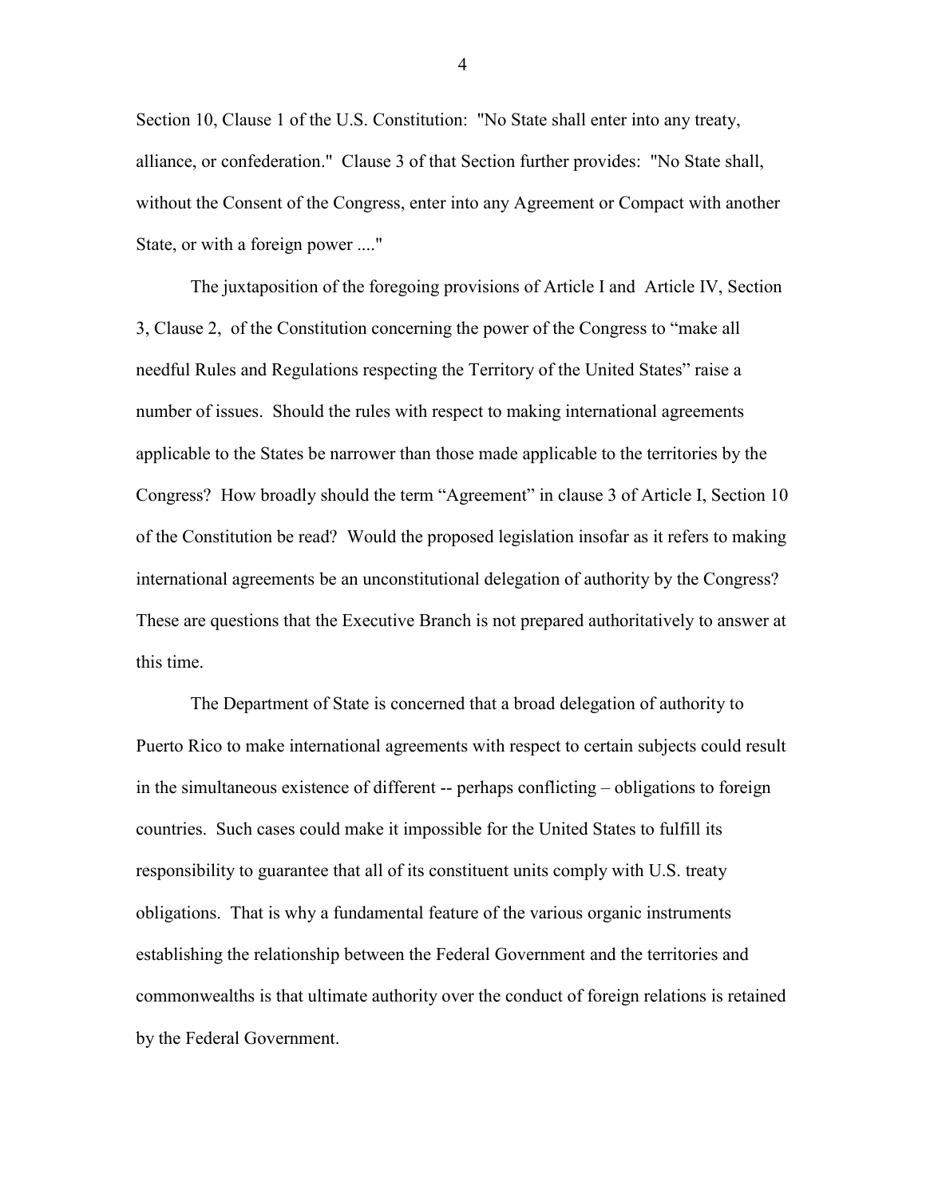Section 10, Clause 1 of the U.S. Constitution: "No State shall enter into any treaty, alliance, or confederation." Clause 3 of that Section further provides: "No State shall, without the Consent of the Congress, enter into any Agreement or Compact with another State, or with a foreign power ...."

The juxtaposition of the foregoing provisions of Article I and Article IV, Section 3, Clause 2, of the Constitution concerning the power of the Congress to "make all needful Rules and Regulations respecting the Territory of the United States" raise a number of issues. Should the rules with respect to making international agreements applicable to the States be narrower than those made applicable to the territories by the Congress? How broadly should the term "Agreement" in clause 3 of Article I, Section 10 of the Constitution be read? Would the proposed legislation insofar as it refers to making international agreements be an unconstitutional delegation of authority by the Congress? These are questions that the Executive Branch is not prepared authoritatively to answer at this time.

The Department of State is concerned that a broad delegation of authority to Puerto Rico to make international agreements with respect to certain subjects could result in the simultaneous existence of different -- perhaps conflicting – obligations to foreign countries. Such cases could make it impossible for the United States to fulfill its responsibility to guarantee that all of its constituent units comply with U.S. treaty obligations. That is why a fundamental feature of the various organic instruments establishing the relationship between the Federal Government and the territories and commonwealths is that ultimate authority over the conduct of foreign relations is retained by the Federal Government.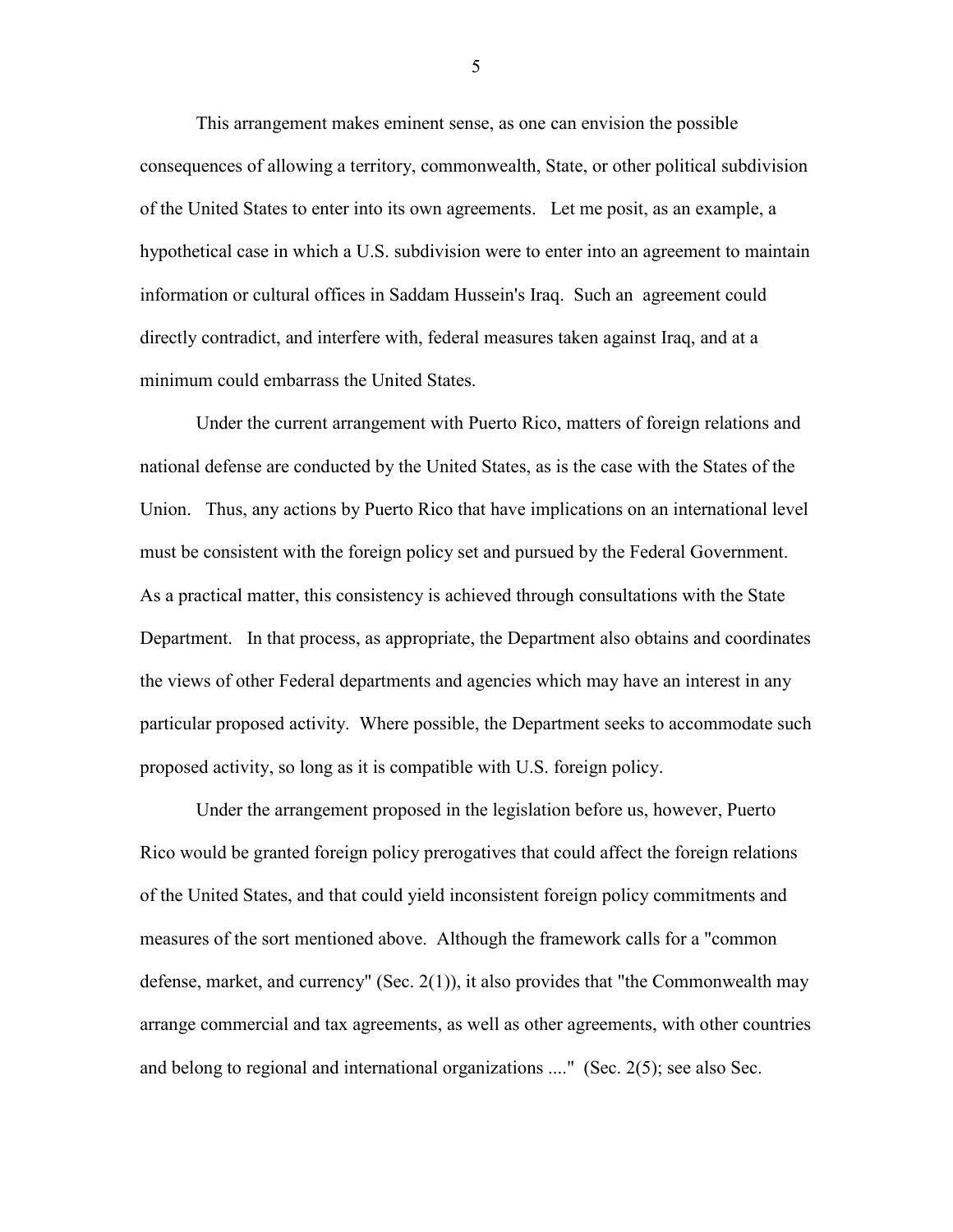This arrangement makes eminent sense, as one can envision the possible consequences of allowing a territory, commonwealth, State, or other political subdivision of the United States to enter into its own agreements. Let me posit, as an example, a hypothetical case in which a U.S. subdivision were to enter into an agreement to maintain information or cultural offices in Saddam Hussein's Iraq. Such an agreement could directly contradict, and interfere with, federal measures taken against Iraq, and at a minimum could embarrass the United States.

Under the current arrangement with Puerto Rico, matters of foreign relations and national defense are conducted by the United States, as is the case with the States of the Union. Thus, any actions by Puerto Rico that have implications on an international level must be consistent with the foreign policy set and pursued by the Federal Government. As a practical matter, this consistency is achieved through consultations with the State Department. In that process, as appropriate, the Department also obtains and coordinates the views of other Federal departments and agencies which may have an interest in any particular proposed activity. Where possible, the Department seeks to accommodate such proposed activity, so long as it is compatible with U.S. foreign policy.

Under the arrangement proposed in the legislation before us, however, Puerto Rico would be granted foreign policy prerogatives that could affect the foreign relations of the United States, and that could yield inconsistent foreign policy commitments and measures of the sort mentioned above. Although the framework calls for a "common defense, market, and currency" (Sec. 2(1)), it also provides that "the Commonwealth may arrange commercial and tax agreements, as well as other agreements, with other countries and belong to regional and international organizations ...." (Sec. 2(5); see also Sec.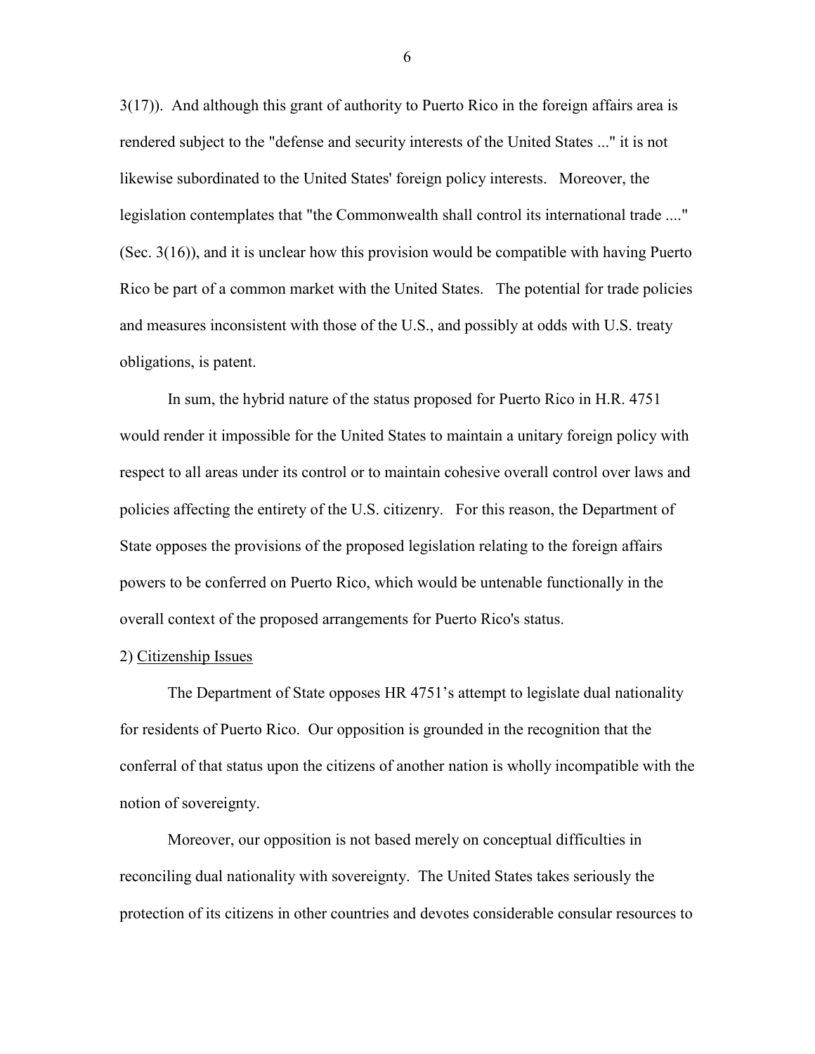3(17)). And although this grant of authority to Puerto Rico in the foreign affairs area is rendered subject to the "defense and security interests of the United States ..." it is not likewise subordinated to the United States' foreign policy interests. Moreover, the legislation contemplates that "the Commonwealth shall control its international trade ...." (Sec. 3(16)), and it is unclear how this provision would be compatible with having Puerto Rico be part of a common market with the United States. The potential for trade policies and measures inconsistent with those of the U.S., and possibly at odds with U.S. treaty obligations, is patent.

In sum, the hybrid nature of the status proposed for Puerto Rico in H.R. 4751 would render it impossible for the United States to maintain a unitary foreign policy with respect to all areas under its control or to maintain cohesive overall control over laws and policies affecting the entirety of the U.S. citizenry. For this reason, the Department of State opposes the provisions of the proposed legislation relating to the foreign affairs powers to be conferred on Puerto Rico, which would be untenable functionally in the overall context of the proposed arrangements for Puerto Rico's status.

2) Citizenship Issues

The Department of State opposes HR 4751's attempt to legislate dual nationality for residents of Puerto Rico. Our opposition is grounded in the recognition that the conferral of that status upon the citizens of another nation is wholly incompatible with the notion of sovereignty.

Moreover, our opposition is not based merely on conceptual difficulties in reconciling dual nationality with sovereignty. The United States takes seriously the protection of its citizens in other countries and devotes considerable consular resources to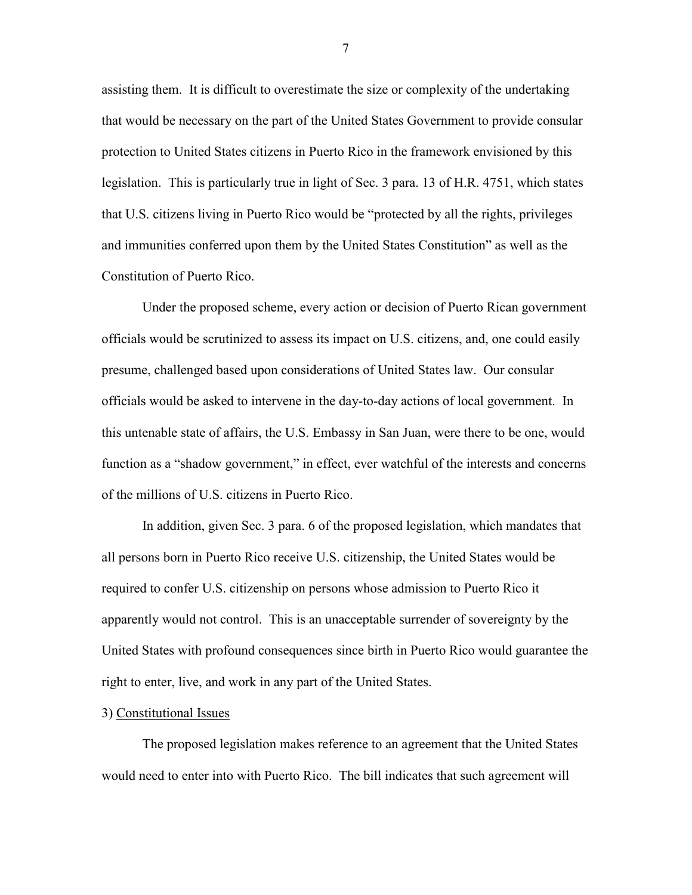assisting them. It is difficult to overestimate the size or complexity of the undertaking that would be necessary on the part of the United States Government to provide consular protection to United States citizens in Puerto Rico in the framework envisioned by this legislation. This is particularly true in light of Sec. 3 para. 13 of H.R. 4751, which states that U.S. citizens living in Puerto Rico would be "protected by all the rights, privileges and immunities conferred upon them by the United States Constitution" as well as the Constitution of Puerto Rico.

Under the proposed scheme, every action or decision of Puerto Rican government officials would be scrutinized to assess its impact on U.S. citizens, and, one could easily presume, challenged based upon considerations of United States law. Our consular officials would be asked to intervene in the day-to-day actions of local government. In this untenable state of affairs, the U.S. Embassy in San Juan, were there to be one, would function as a "shadow government," in effect, ever watchful of the interests and concerns of the millions of U.S. citizens in Puerto Rico.

In addition, given Sec. 3 para. 6 of the proposed legislation, which mandates that all persons born in Puerto Rico receive U.S. citizenship, the United States would be required to confer U.S. citizenship on persons whose admission to Puerto Rico it apparently would not control. This is an unacceptable surrender of sovereignty by the United States with profound consequences since birth in Puerto Rico would guarantee the right to enter, live, and work in any part of the United States.

3) Constitutional Issues

The proposed legislation makes reference to an agreement that the United States would need to enter into with Puerto Rico. The bill indicates that such agreement will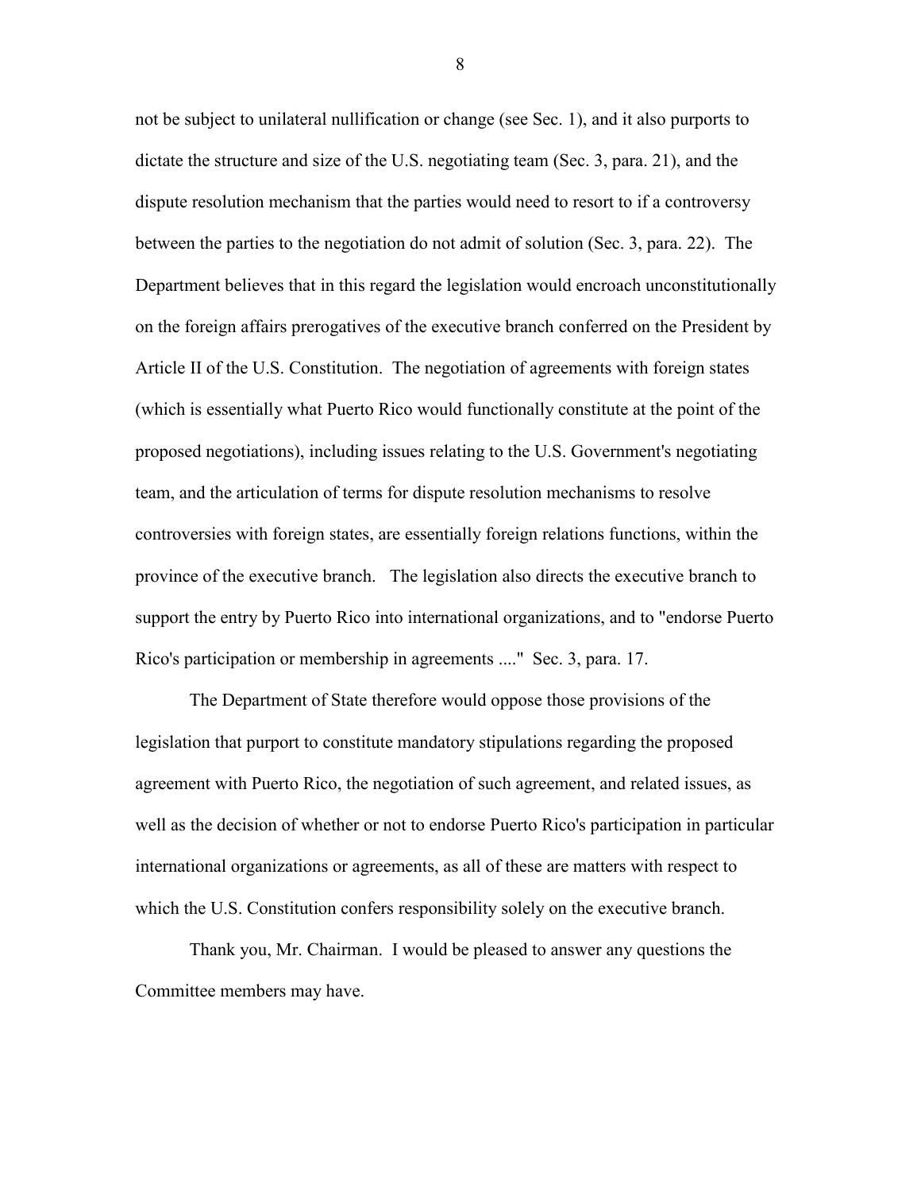not be subject to unilateral nullification or change (see Sec. 1), and it also purports to dictate the structure and size of the U.S. negotiating team (Sec. 3, para. 21), and the dispute resolution mechanism that the parties would need to resort to if a controversy between the parties to the negotiation do not admit of solution (Sec. 3, para. 22). The Department believes that in this regard the legislation would encroach unconstitutionally on the foreign affairs prerogatives of the executive branch conferred on the President by Article II of the U.S. Constitution. The negotiation of agreements with foreign states (which is essentially what Puerto Rico would functionally constitute at the point of the proposed negotiations), including issues relating to the U.S. Government's negotiating team, and the articulation of terms for dispute resolution mechanisms to resolve controversies with foreign states, are essentially foreign relations functions, within the province of the executive branch. The legislation also directs the executive branch to support the entry by Puerto Rico into international organizations, and to "endorse Puerto Rico's participation or membership in agreements ...." Sec. 3, para. 17.

The Department of State therefore would oppose those provisions of the legislation that purport to constitute mandatory stipulations regarding the proposed agreement with Puerto Rico, the negotiation of such agreement, and related issues, as well as the decision of whether or not to endorse Puerto Rico's participation in particular international organizations or agreements, as all of these are matters with respect to which the U.S. Constitution confers responsibility solely on the executive branch.

Thank you, Mr. Chairman. I would be pleased to answer any questions the Committee members may have.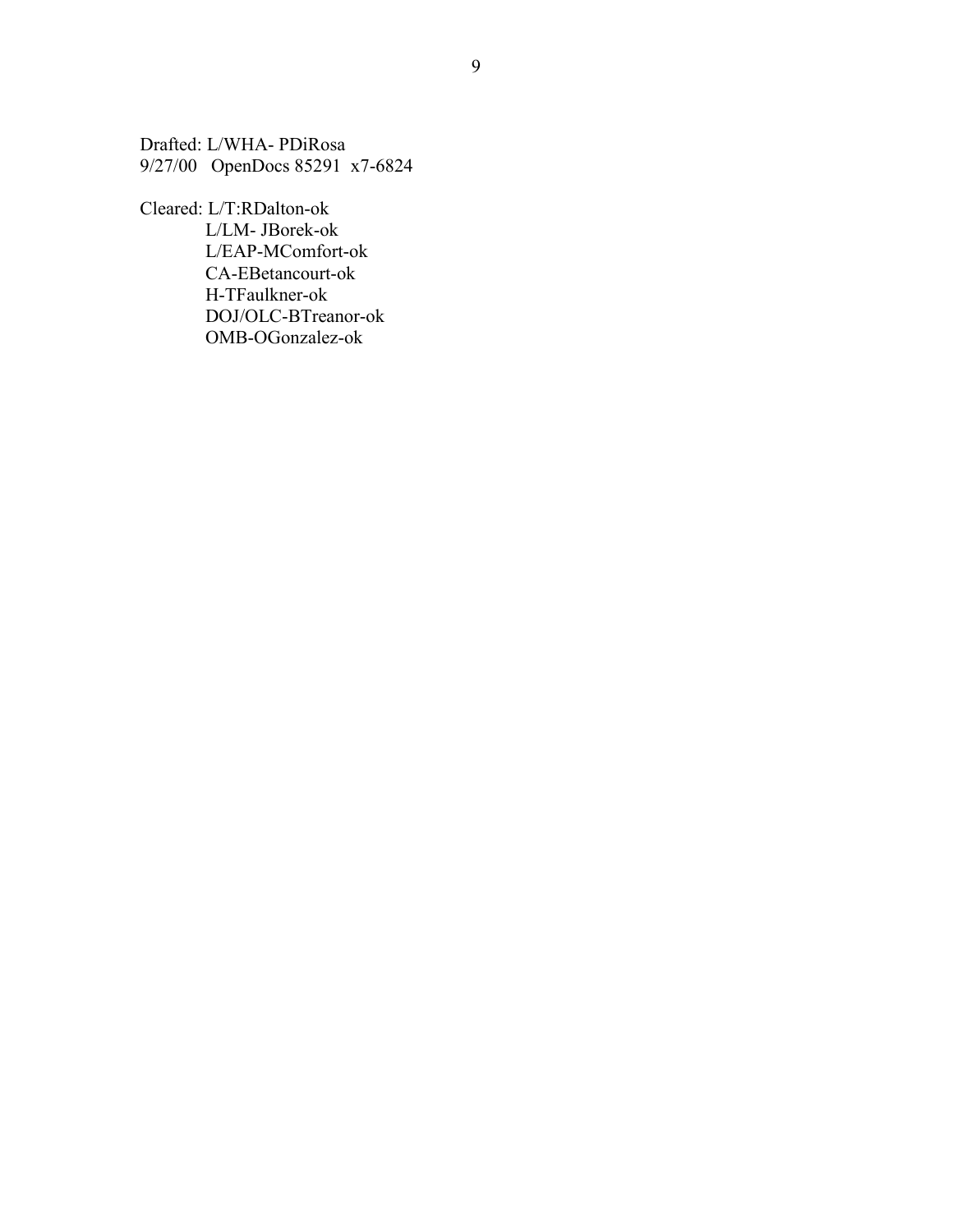Drafted: L/WHA- PDiRosa
9/27/00 OpenDocs 85291 x7-6824

Cleared: L/T:RDalton-ok
L/LM- JBorek-ok
L/EAP-MComfort-ok
CA-EBetancourt-ok
H-TFaulkner-ok
DOJ/OLC-BTreanor-ok
OMB-OGonzalez-ok